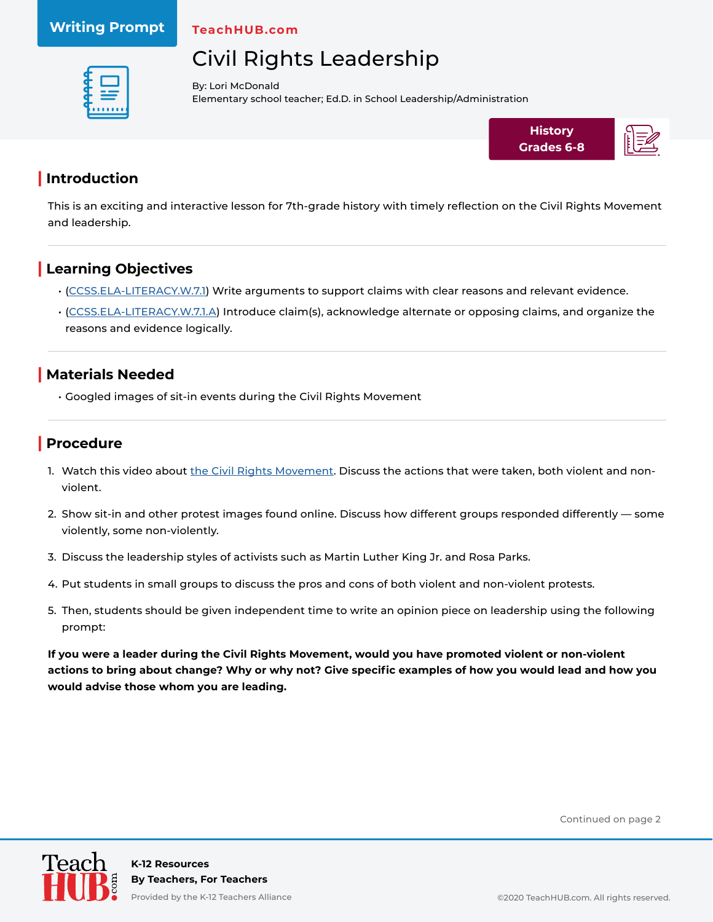Writing Prompt

TeachHUB.com

# Civil Rights Leadership

By: Lori McDonald
Elementary school teacher; Ed.D. in School Leadership/Administration

**History**
**Grades 6-8**

## Introduction

This is an exciting and interactive lesson for 7th-grade history with timely reflection on the Civil Rights Movement and leadership.

## Learning Objectives

- (CCSS.ELA-LITERACY.W.7.1) Write arguments to support claims with clear reasons and relevant evidence.
- (CCSS.ELA-LITERACY.W.7.1.A) Introduce claim(s), acknowledge alternate or opposing claims, and organize the reasons and evidence logically.

## Materials Needed

- Googled images of sit-in events during the Civil Rights Movement

## Procedure

1. Watch this video about the Civil Rights Movement. Discuss the actions that were taken, both violent and non-violent.
2. Show sit-in and other protest images found online. Discuss how different groups responded differently — some violently, some non-violently.
3. Discuss the leadership styles of activists such as Martin Luther King Jr. and Rosa Parks.
4. Put students in small groups to discuss the pros and cons of both violent and non-violent protests.
5. Then, students should be given independent time to write an opinion piece on leadership using the following prompt:

**If you were a leader during the Civil Rights Movement, would you have promoted violent or non-violent actions to bring about change? Why or why not? Give specific examples of how you would lead and how you would advise those whom you are leading.**

Continued on page 2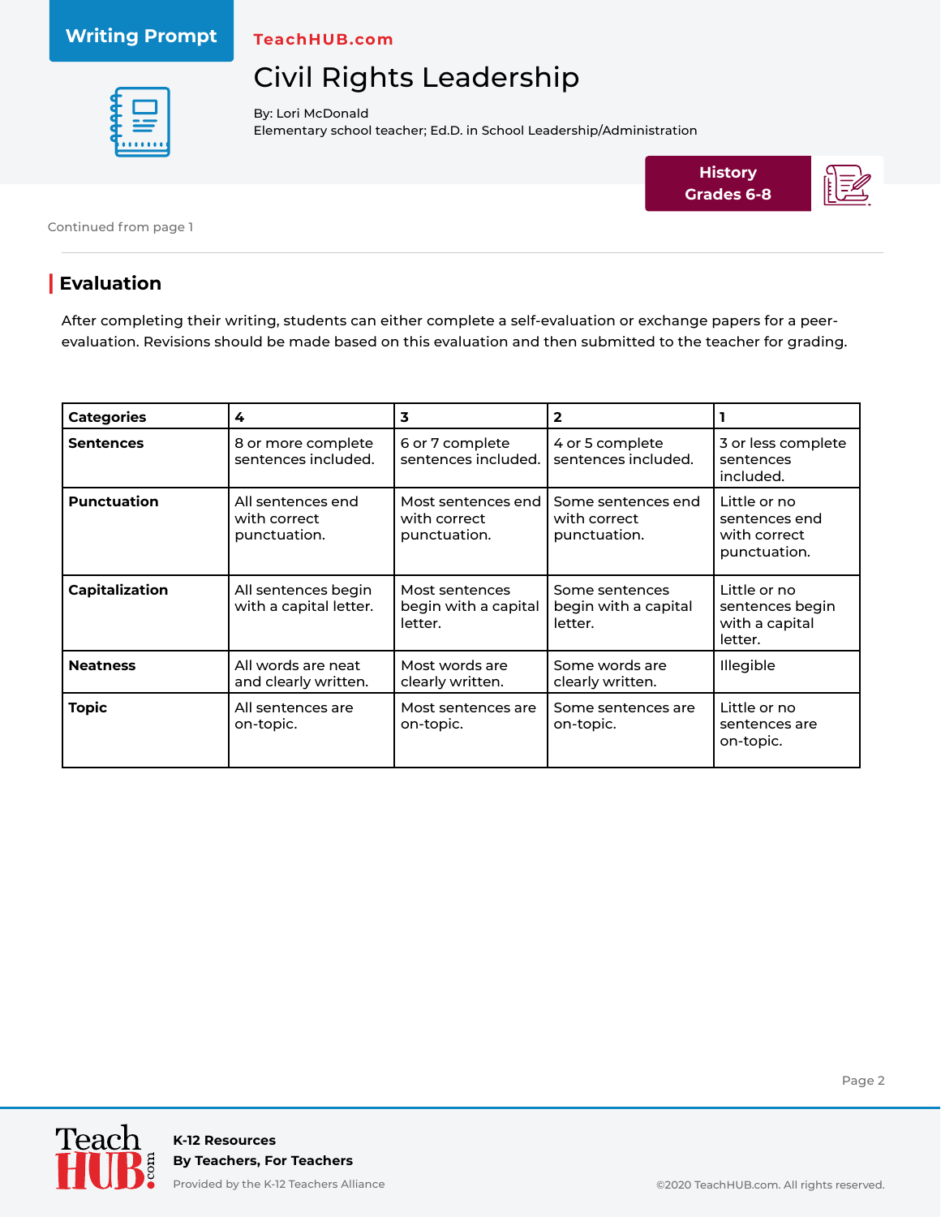Continued from page 1

## Evaluation

After completing their writing, students can either complete a self-evaluation or exchange papers for a peer-evaluation. Revisions should be made based on this evaluation and then submitted to the teacher for grading.

| Categories | 4 | 3 | 2 | 1 |
| --- | --- | --- | --- | --- |
| **Sentences** | 8 or more complete sentences included. | 6 or 7 complete sentences included. | 4 or 5 complete sentences included. | 3 or less complete sentences included. |
| **Punctuation** | All sentences end with correct punctuation. | Most sentences end with correct punctuation. | Some sentences end with correct punctuation. | Little or no sentences end with correct punctuation. |
| **Capitalization** | All sentences begin with a capital letter. | Most sentences begin with a capital letter. | Some sentences begin with a capital letter. | Little or no sentences begin with a capital letter. |
| **Neatness** | All words are neat and clearly written. | Most words are clearly written. | Some words are clearly written. | Illegible |
| **Topic** | All sentences are on-topic. | Most sentences are on-topic. | Some sentences are on-topic. | Little or no sentences are on-topic. |